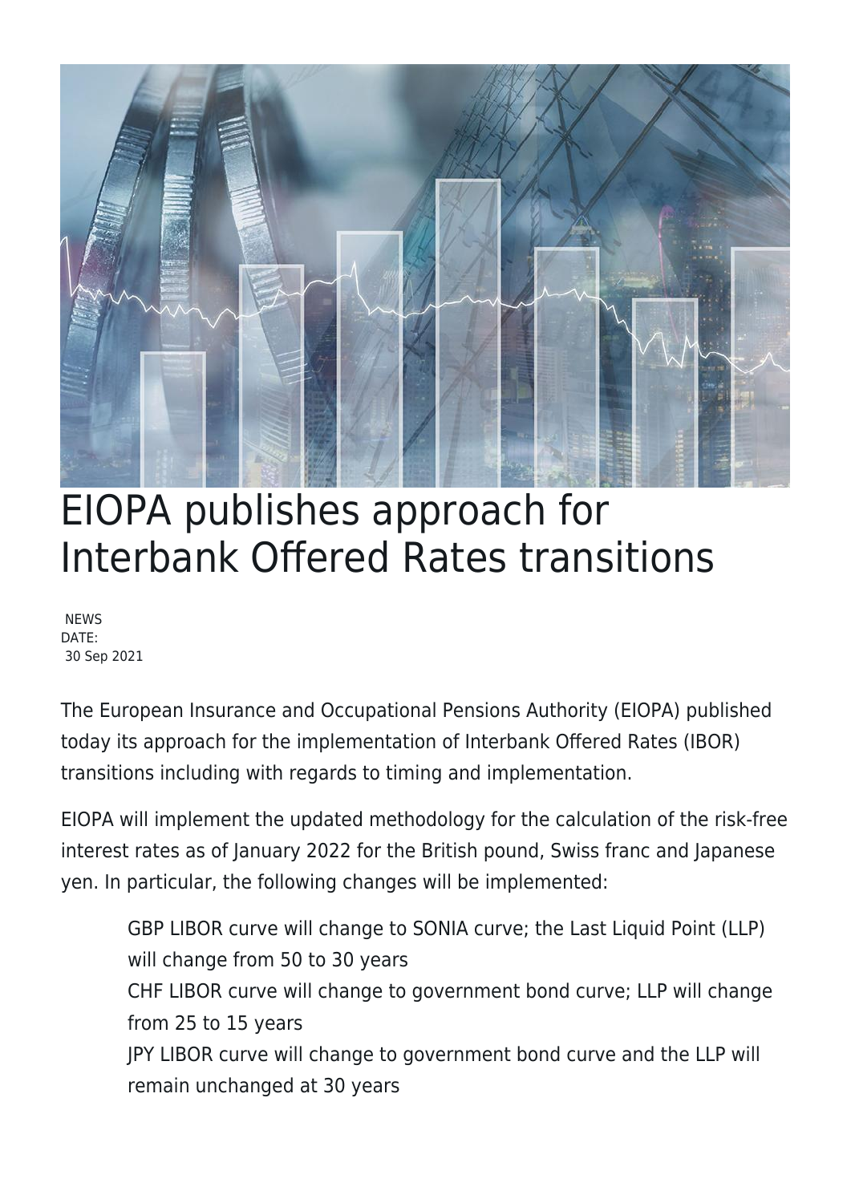# EIOPA publishes approach for Interbank Offered Rates transitions

NEWS
DATE:
30 Sep 2021

The European Insurance and Occupational Pensions Authority (EIOPA) published today its approach for the implementation of Interbank Offered Rates (IBOR) transitions including with regards to timing and implementation.

EIOPA will implement the updated methodology for the calculation of the risk-free interest rates as of January 2022 for the British pound, Swiss franc and Japanese yen. In particular, the following changes will be implemented:

- GBP LIBOR curve will change to SONIA curve; the Last Liquid Point (LLP) will change from 50 to 30 years
- CHF LIBOR curve will change to government bond curve; LLP will change from 25 to 15 years
- JPY LIBOR curve will change to government bond curve and the LLP will remain unchanged at 30 years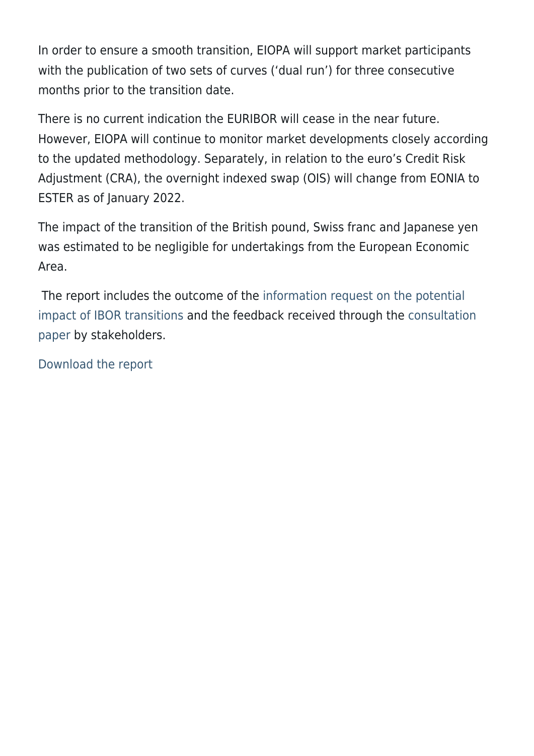In order to ensure a smooth transition, EIOPA will support market participants with the publication of two sets of curves ('dual run') for three consecutive months prior to the transition date.

There is no current indication the EURIBOR will cease in the near future. However, EIOPA will continue to monitor market developments closely according to the updated methodology. Separately, in relation to the euro's Credit Risk Adjustment (CRA), the overnight indexed swap (OIS) will change from EONIA to ESTER as of January 2022.

The impact of the transition of the British pound, Swiss franc and Japanese yen was estimated to be negligible for undertakings from the European Economic Area.

The report includes the outcome of the information request on the potential impact of IBOR transitions and the feedback received through the consultation paper by stakeholders.

Download the report